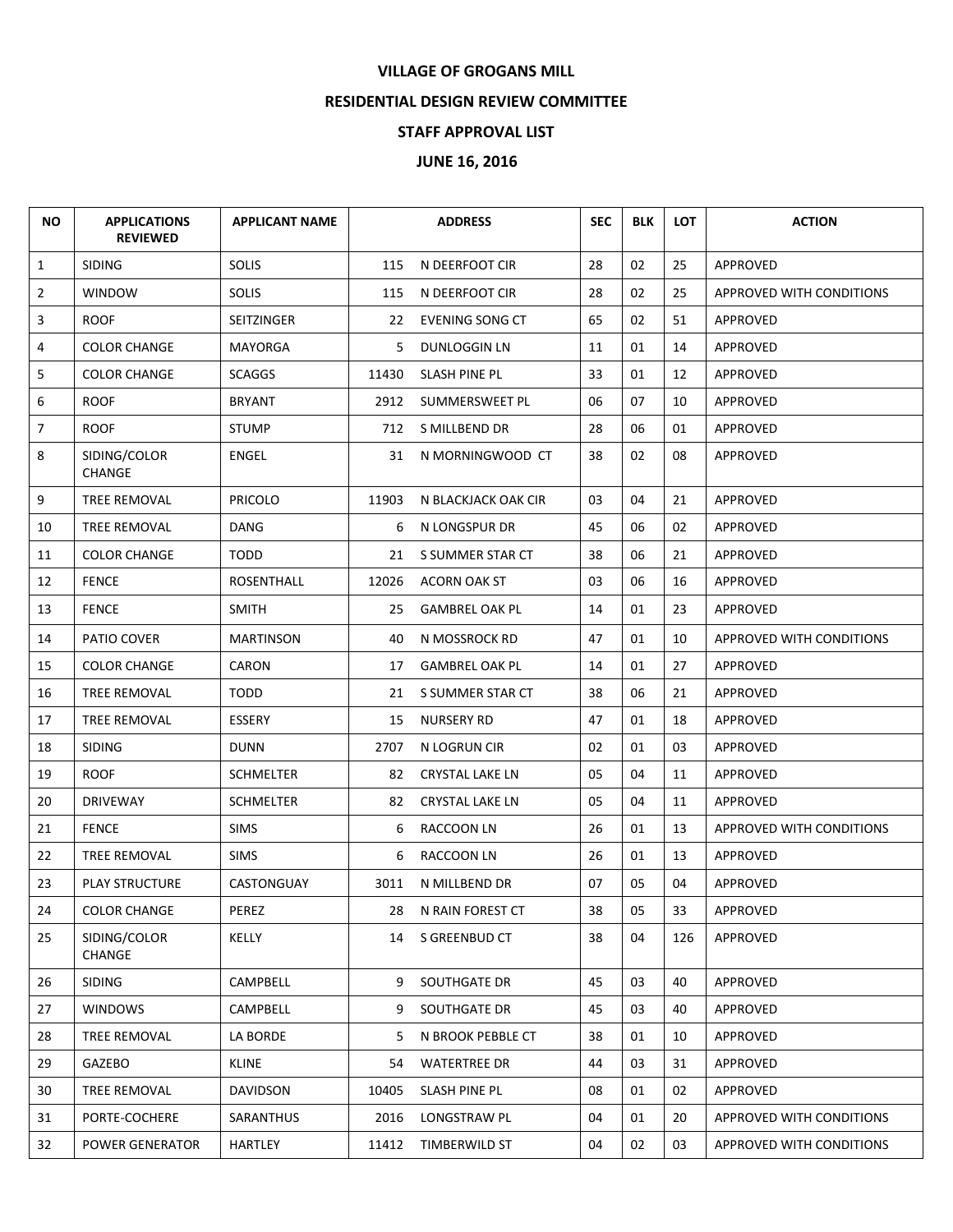**VILLAGE OF GROGANS MILL**

**RESIDENTIAL DESIGN REVIEW COMMITTEE**

**STAFF APPROVAL LIST**

**JUNE 16, 2016**

| NO | APPLICATIONS REVIEWED | APPLICANT NAME | ADDRESS | | SEC | BLK | LOT | ACTION |
|---|---|---|---|---|---|---|---|---|
| 1 | SIDING | SOLIS | 115 | N DEERFOOT CIR | 28 | 02 | 25 | APPROVED |
| 2 | WINDOW | SOLIS | 115 | N DEERFOOT CIR | 28 | 02 | 25 | APPROVED WITH CONDITIONS |
| 3 | ROOF | SEITZINGER | 22 | EVENING SONG CT | 65 | 02 | 51 | APPROVED |
| 4 | COLOR CHANGE | MAYORGA | 5 | DUNLOGGIN LN | 11 | 01 | 14 | APPROVED |
| 5 | COLOR CHANGE | SCAGGS | 11430 | SLASH PINE PL | 33 | 01 | 12 | APPROVED |
| 6 | ROOF | BRYANT | 2912 | SUMMERSWEET PL | 06 | 07 | 10 | APPROVED |
| 7 | ROOF | STUMP | 712 | S MILLBEND DR | 28 | 06 | 01 | APPROVED |
| 8 | SIDING/COLOR CHANGE | ENGEL | 31 | N MORNINGWOOD CT | 38 | 02 | 08 | APPROVED |
| 9 | TREE REMOVAL | PRICOLO | 11903 | N BLACKJACK OAK CIR | 03 | 04 | 21 | APPROVED |
| 10 | TREE REMOVAL | DANG | 6 | N LONGSPUR DR | 45 | 06 | 02 | APPROVED |
| 11 | COLOR CHANGE | TODD | 21 | S SUMMER STAR CT | 38 | 06 | 21 | APPROVED |
| 12 | FENCE | ROSENTHALL | 12026 | ACORN OAK ST | 03 | 06 | 16 | APPROVED |
| 13 | FENCE | SMITH | 25 | GAMBREL OAK PL | 14 | 01 | 23 | APPROVED |
| 14 | PATIO COVER | MARTINSON | 40 | N MOSSROCK RD | 47 | 01 | 10 | APPROVED WITH CONDITIONS |
| 15 | COLOR CHANGE | CARON | 17 | GAMBREL OAK PL | 14 | 01 | 27 | APPROVED |
| 16 | TREE REMOVAL | TODD | 21 | S SUMMER STAR CT | 38 | 06 | 21 | APPROVED |
| 17 | TREE REMOVAL | ESSERY | 15 | NURSERY RD | 47 | 01 | 18 | APPROVED |
| 18 | SIDING | DUNN | 2707 | N LOGRUN CIR | 02 | 01 | 03 | APPROVED |
| 19 | ROOF | SCHMELTER | 82 | CRYSTAL LAKE LN | 05 | 04 | 11 | APPROVED |
| 20 | DRIVEWAY | SCHMELTER | 82 | CRYSTAL LAKE LN | 05 | 04 | 11 | APPROVED |
| 21 | FENCE | SIMS | 6 | RACCOON LN | 26 | 01 | 13 | APPROVED WITH CONDITIONS |
| 22 | TREE REMOVAL | SIMS | 6 | RACCOON LN | 26 | 01 | 13 | APPROVED |
| 23 | PLAY STRUCTURE | CASTONGUAY | 3011 | N MILLBEND DR | 07 | 05 | 04 | APPROVED |
| 24 | COLOR CHANGE | PEREZ | 28 | N RAIN FOREST CT | 38 | 05 | 33 | APPROVED |
| 25 | SIDING/COLOR CHANGE | KELLY | 14 | S GREENBUD CT | 38 | 04 | 126 | APPROVED |
| 26 | SIDING | CAMPBELL | 9 | SOUTHGATE DR | 45 | 03 | 40 | APPROVED |
| 27 | WINDOWS | CAMPBELL | 9 | SOUTHGATE DR | 45 | 03 | 40 | APPROVED |
| 28 | TREE REMOVAL | LA BORDE | 5 | N BROOK PEBBLE CT | 38 | 01 | 10 | APPROVED |
| 29 | GAZEBO | KLINE | 54 | WATERTREE DR | 44 | 03 | 31 | APPROVED |
| 30 | TREE REMOVAL | DAVIDSON | 10405 | SLASH PINE PL | 08 | 01 | 02 | APPROVED |
| 31 | PORTE-COCHERE | SARANTHUS | 2016 | LONGSTRAW PL | 04 | 01 | 20 | APPROVED WITH CONDITIONS |
| 32 | POWER GENERATOR | HARTLEY | 11412 | TIMBERWILD ST | 04 | 02 | 03 | APPROVED WITH CONDITIONS |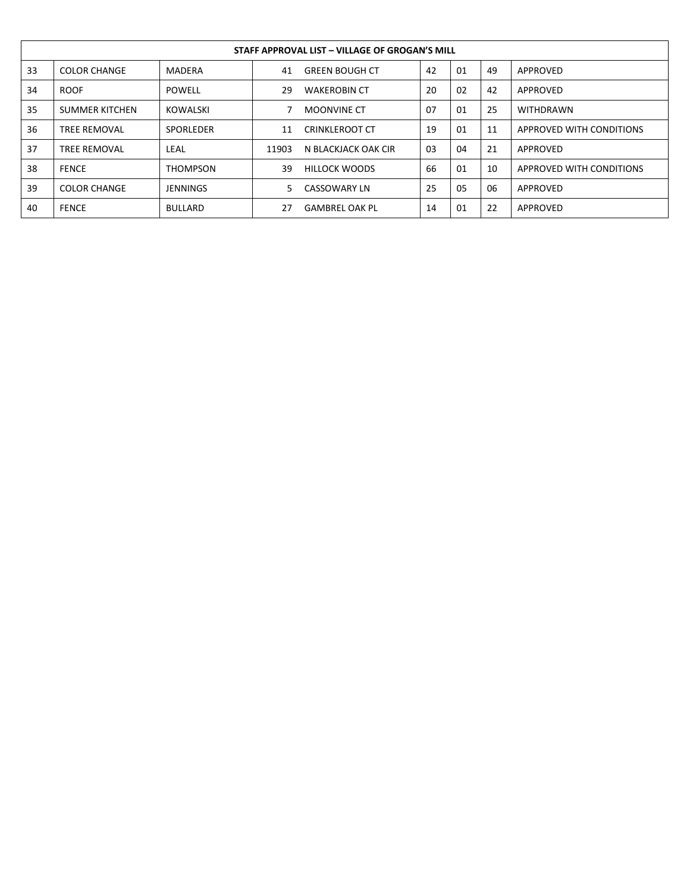| STAFF APPROVAL LIST – VILLAGE OF GROGAN'S MILL | | | | | | | | |
|---|---|---|---|---|---|---|---|---|
| 33 | COLOR CHANGE | MADERA | 41 | GREEN BOUGH CT | 42 | 01 | 49 | APPROVED |
| 34 | ROOF | POWELL | 29 | WAKEROBIN CT | 20 | 02 | 42 | APPROVED |
| 35 | SUMMER KITCHEN | KOWALSKI | 7 | MOONVINE CT | 07 | 01 | 25 | WITHDRAWN |
| 36 | TREE REMOVAL | SPORLEDER | 11 | CRINKLEROOT CT | 19 | 01 | 11 | APPROVED WITH CONDITIONS |
| 37 | TREE REMOVAL | LEAL | 11903 | N BLACKJACK OAK CIR | 03 | 04 | 21 | APPROVED |
| 38 | FENCE | THOMPSON | 39 | HILLOCK WOODS | 66 | 01 | 10 | APPROVED WITH CONDITIONS |
| 39 | COLOR CHANGE | JENNINGS | 5 | CASSOWARY LN | 25 | 05 | 06 | APPROVED |
| 40 | FENCE | BULLARD | 27 | GAMBREL OAK PL | 14 | 01 | 22 | APPROVED |